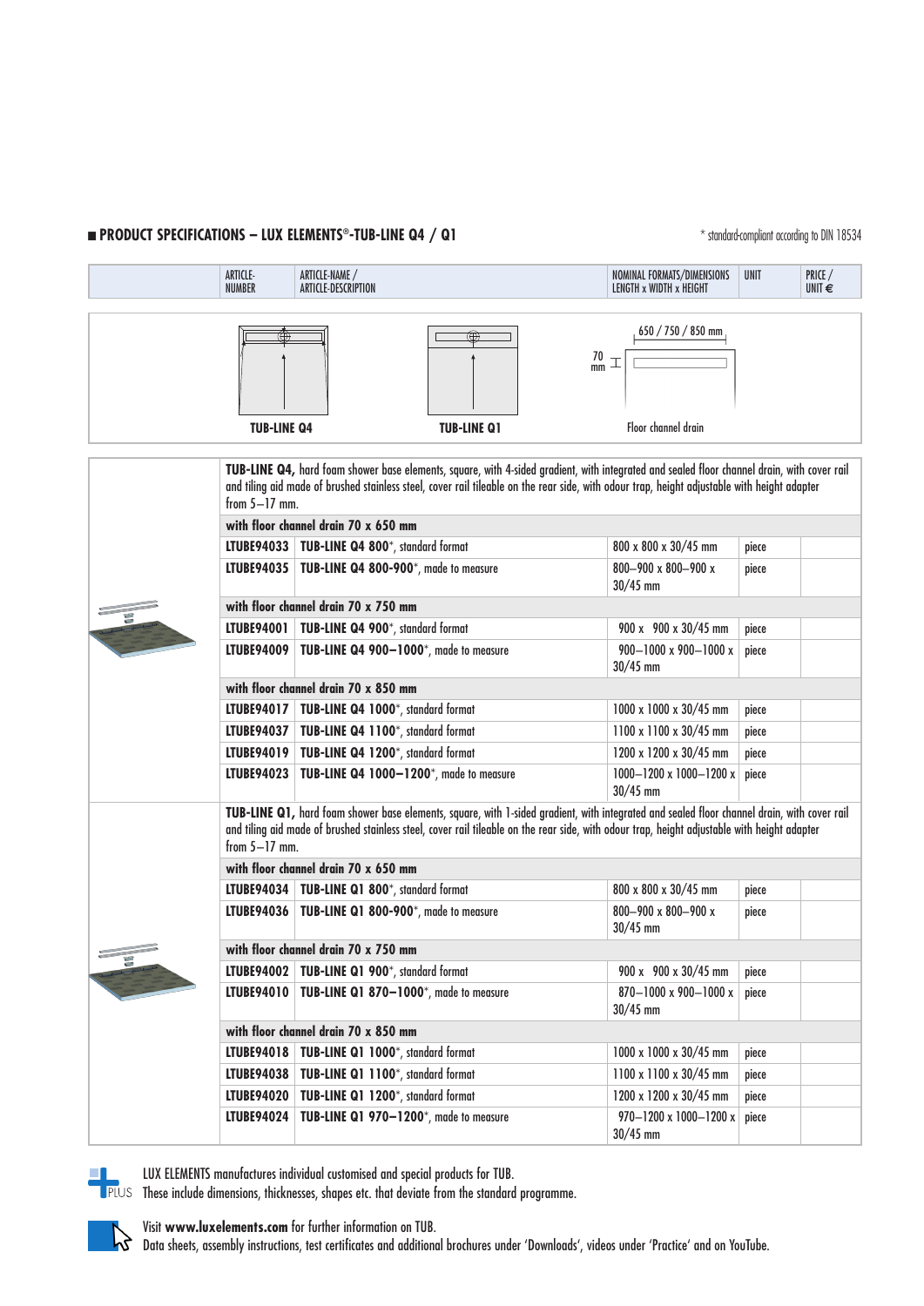## ■ PRODUCT SPECIFICATIONS – LUX ELEMENTS®-TUB-LINE Q4 / Q1

\* standard-compliant according to DIN 18534

TUB-LINE Q4 — TUB-LINE Q1 — 650 / 750 / 850 mm — 70 mm — Floor channel drain

| ARTICLE-NUMBER | ARTICLE-NAME / ARTICLE-DESCRIPTION | NOMINAL FORMATS/DIMENSIONS LENGTH x WIDTH x HEIGHT | UNIT | PRICE / UNIT € |
|---|---|---|---|---|
| | **TUB-LINE Q4,** hard foam shower base elements, square, with 4-sided gradient, with integrated and sealed floor channel drain, with cover rail and tiling aid made of brushed stainless steel, cover rail tileable on the rear side, with odour trap, height adjustable with height adapter from 5–17 mm. | | | |
| | **with floor channel drain 70 x 650 mm** | | | |
| **LTUBE94033** | **TUB-LINE Q4 800**\*, standard format | 800 x 800 x 30/45 mm | piece | |
| **LTUBE94035** | **TUB-LINE Q4 800-900**\*, made to measure | 800–900 x 800–900 x 30/45 mm | piece | |
| | **with floor channel drain 70 x 750 mm** | | | |
| **LTUBE94001** | **TUB-LINE Q4 900**\*, standard format | 900 x 900 x 30/45 mm | piece | |
| **LTUBE94009** | **TUB-LINE Q4 900–1000**\*, made to measure | 900–1000 x 900–1000 x 30/45 mm | piece | |
| | **with floor channel drain 70 x 850 mm** | | | |
| **LTUBE94017** | **TUB-LINE Q4 1000**\*, standard format | 1000 x 1000 x 30/45 mm | piece | |
| **LTUBE94037** | **TUB-LINE Q4 1100**\*, standard format | 1100 x 1100 x 30/45 mm | piece | |
| **LTUBE94019** | **TUB-LINE Q4 1200**\*, standard format | 1200 x 1200 x 30/45 mm | piece | |
| **LTUBE94023** | **TUB-LINE Q4 1000–1200**\*, made to measure | 1000–1200 x 1000–1200 x 30/45 mm | piece | |
| | **TUB-LINE Q1,** hard foam shower base elements, square, with 1-sided gradient, with integrated and sealed floor channel drain, with cover rail and tiling aid made of brushed stainless steel, cover rail tileable on the rear side, with odour trap, height adjustable with height adapter from 5–17 mm. | | | |
| | **with floor channel drain 70 x 650 mm** | | | |
| **LTUBE94034** | **TUB-LINE Q1 800**\*, standard format | 800 x 800 x 30/45 mm | piece | |
| **LTUBE94036** | **TUB-LINE Q1 800-900**\*, made to measure | 800–900 x 800–900 x 30/45 mm | piece | |
| | **with floor channel drain 70 x 750 mm** | | | |
| **LTUBE94002** | **TUB-LINE Q1 900**\*, standard format | 900 x 900 x 30/45 mm | piece | |
| **LTUBE94010** | **TUB-LINE Q1 870–1000**\*, made to measure | 870–1000 x 900–1000 x 30/45 mm | piece | |
| | **with floor channel drain 70 x 850 mm** | | | |
| **LTUBE94018** | **TUB-LINE Q1 1000**\*, standard format | 1000 x 1000 x 30/45 mm | piece | |
| **LTUBE94038** | **TUB-LINE Q1 1100**\*, standard format | 1100 x 1100 x 30/45 mm | piece | |
| **LTUBE94020** | **TUB-LINE Q1 1200**\*, standard format | 1200 x 1200 x 30/45 mm | piece | |
| **LTUBE94024** | **TUB-LINE Q1 970–1200**\*, made to measure | 970–1200 x 1000–1200 x 30/45 mm | piece | |

PLUS

LUX ELEMENTS manufactures individual customised and special products for TUB.
These include dimensions, thicknesses, shapes etc. that deviate from the standard programme.

Visit **www.luxelements.com** for further information on TUB.
Data sheets, assembly instructions, test certificates and additional brochures under 'Downloads', videos under 'Practice' and on YouTube.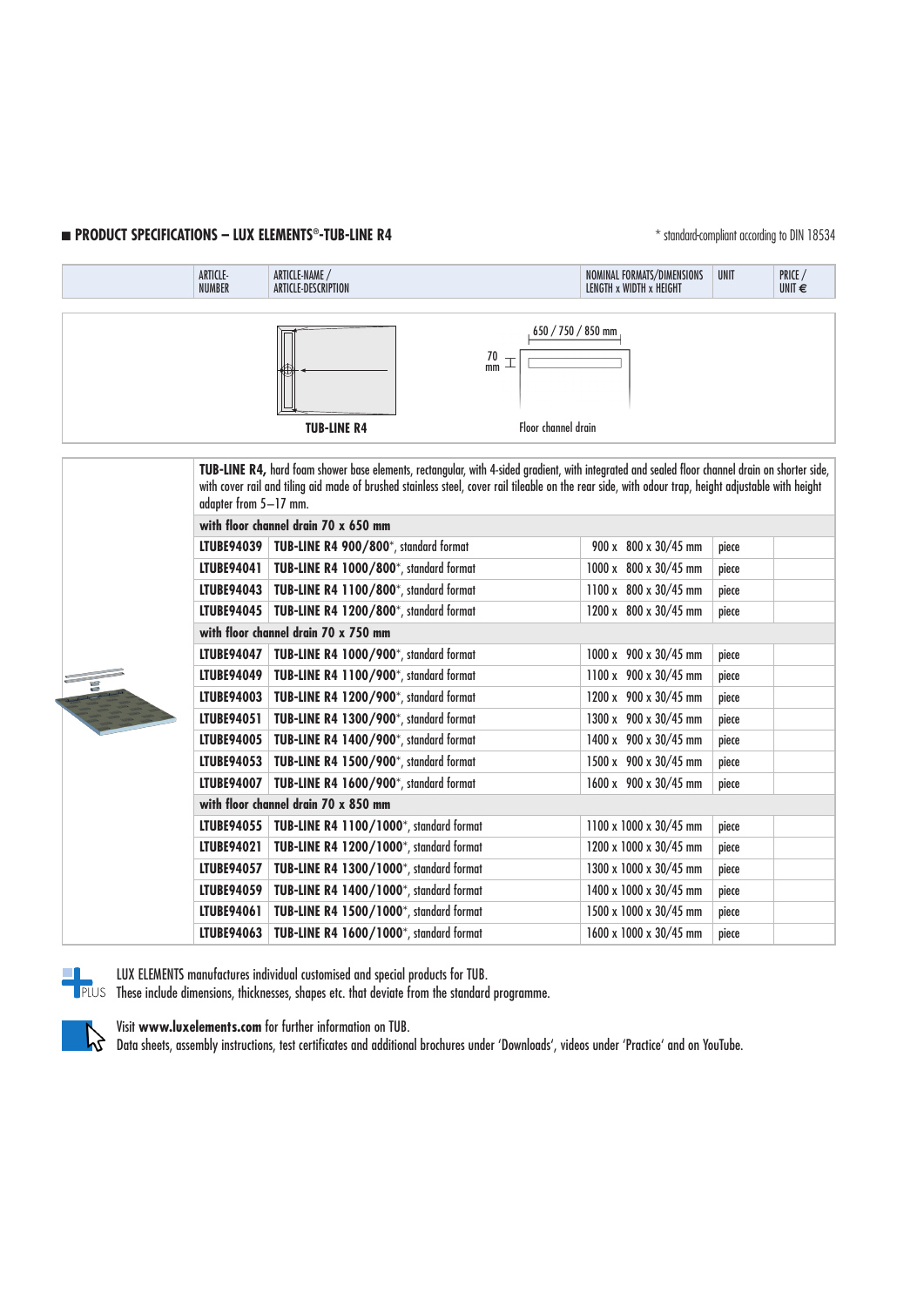## ■ PRODUCT SPECIFICATIONS – LUX ELEMENTS®-TUB-LINE R4

\* standard-compliant according to DIN 18534

TUB-LINE R4

650 / 750 / 850 mm

70 mm

Floor channel drain

| ARTICLE-NUMBER | ARTICLE-NAME / ARTICLE-DESCRIPTION | NOMINAL FORMATS/DIMENSIONS LENGTH x WIDTH x HEIGHT | UNIT | PRICE / UNIT € |
|---|---|---|---|---|
| | **TUB-LINE R4,** hard foam shower base elements, rectangular, with 4-sided gradient, with integrated and sealed floor channel drain on shorter side, with cover rail and tiling aid made of brushed stainless steel, cover rail tileable on the rear side, with odour trap, height adjustable with height adapter from 5–17 mm. | | | |
| | **with floor channel drain 70 x 650 mm** | | | |
| **LTUBE94039** | **TUB-LINE R4 900/800**\*, standard format | 900 x 800 x 30/45 mm | piece | |
| **LTUBE94041** | **TUB-LINE R4 1000/800**\*, standard format | 1000 x 800 x 30/45 mm | piece | |
| **LTUBE94043** | **TUB-LINE R4 1100/800**\*, standard format | 1100 x 800 x 30/45 mm | piece | |
| **LTUBE94045** | **TUB-LINE R4 1200/800**\*, standard format | 1200 x 800 x 30/45 mm | piece | |
| | **with floor channel drain 70 x 750 mm** | | | |
| **LTUBE94047** | **TUB-LINE R4 1000/900**\*, standard format | 1000 x 900 x 30/45 mm | piece | |
| **LTUBE94049** | **TUB-LINE R4 1100/900**\*, standard format | 1100 x 900 x 30/45 mm | piece | |
| **LTUBE94003** | **TUB-LINE R4 1200/900**\*, standard format | 1200 x 900 x 30/45 mm | piece | |
| **LTUBE94051** | **TUB-LINE R4 1300/900**\*, standard format | 1300 x 900 x 30/45 mm | piece | |
| **LTUBE94005** | **TUB-LINE R4 1400/900**\*, standard format | 1400 x 900 x 30/45 mm | piece | |
| **LTUBE94053** | **TUB-LINE R4 1500/900**\*, standard format | 1500 x 900 x 30/45 mm | piece | |
| **LTUBE94007** | **TUB-LINE R4 1600/900**\*, standard format | 1600 x 900 x 30/45 mm | piece | |
| | **with floor channel drain 70 x 850 mm** | | | |
| **LTUBE94055** | **TUB-LINE R4 1100/1000**\*, standard format | 1100 x 1000 x 30/45 mm | piece | |
| **LTUBE94021** | **TUB-LINE R4 1200/1000**\*, standard format | 1200 x 1000 x 30/45 mm | piece | |
| **LTUBE94057** | **TUB-LINE R4 1300/1000**\*, standard format | 1300 x 1000 x 30/45 mm | piece | |
| **LTUBE94059** | **TUB-LINE R4 1400/1000**\*, standard format | 1400 x 1000 x 30/45 mm | piece | |
| **LTUBE94061** | **TUB-LINE R4 1500/1000**\*, standard format | 1500 x 1000 x 30/45 mm | piece | |
| **LTUBE94063** | **TUB-LINE R4 1600/1000**\*, standard format | 1600 x 1000 x 30/45 mm | piece | |

PLUS

LUX ELEMENTS manufactures individual customised and special products for TUB.
These include dimensions, thicknesses, shapes etc. that deviate from the standard programme.

Visit **www.luxelements.com** for further information on TUB.
Data sheets, assembly instructions, test certificates and additional brochures under 'Downloads', videos under 'Practice' and on YouTube.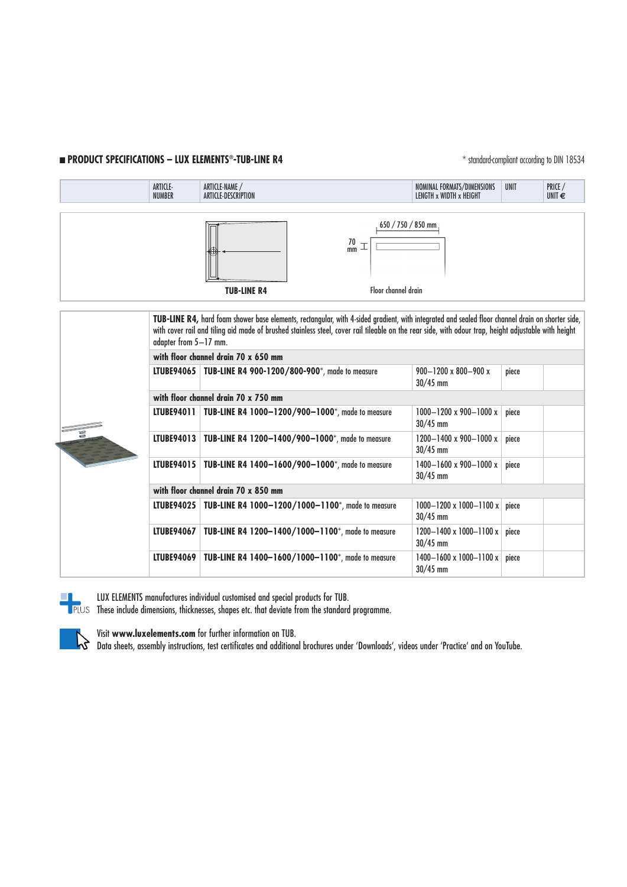## ■ PRODUCT SPECIFICATIONS – LUX ELEMENTS®-TUB-LINE R4

\* standard-compliant according to DIN 18534

TUB-LINE R4

650 / 750 / 850 mm

70 mm

Floor channel drain

| ARTICLE-NUMBER | ARTICLE-NAME / ARTICLE-DESCRIPTION | NOMINAL FORMATS/DIMENSIONS LENGTH x WIDTH x HEIGHT | UNIT | PRICE / UNIT € |
|---|---|---|---|---|
| | **TUB-LINE R4,** hard foam shower base elements, rectangular, with 4-sided gradient, with integrated and sealed floor channel drain on shorter side, with cover rail and tiling aid made of brushed stainless steel, cover rail tileable on the rear side, with odour trap, height adjustable with height adapter from 5–17 mm. | | | |
| | **with floor channel drain 70 x 650 mm** | | | |
| **LTUBE94065** | **TUB-LINE R4 900-1200/800-900**\*, made to measure | 900–1200 x 800–900 x 30/45 mm | piece | |
| | **with floor channel drain 70 x 750 mm** | | | |
| **LTUBE94011** | **TUB-LINE R4 1000–1200/900–1000**\*, made to measure | 1000–1200 x 900–1000 x 30/45 mm | piece | |
| **LTUBE94013** | **TUB-LINE R4 1200–1400/900–1000**\*, made to measure | 1200–1400 x 900–1000 x 30/45 mm | piece | |
| **LTUBE94015** | **TUB-LINE R4 1400–1600/900–1000**\*, made to measure | 1400–1600 x 900–1000 x 30/45 mm | piece | |
| | **with floor channel drain 70 x 850 mm** | | | |
| **LTUBE94025** | **TUB-LINE R4 1000–1200/1000–1100**\*, made to measure | 1000–1200 x 1000–1100 x 30/45 mm | piece | |
| **LTUBE94067** | **TUB-LINE R4 1200–1400/1000–1100**\*, made to measure | 1200–1400 x 1000–1100 x 30/45 mm | piece | |
| **LTUBE94069** | **TUB-LINE R4 1400–1600/1000–1100**\*, made to measure | 1400–1600 x 1000–1100 x 30/45 mm | piece | |

PLUS

LUX ELEMENTS manufactures individual customised and special products for TUB.
These include dimensions, thicknesses, shapes etc. that deviate from the standard programme.

Visit **www.luxelements.com** for further information on TUB.
Data sheets, assembly instructions, test certificates and additional brochures under 'Downloads', videos under 'Practice' and on YouTube.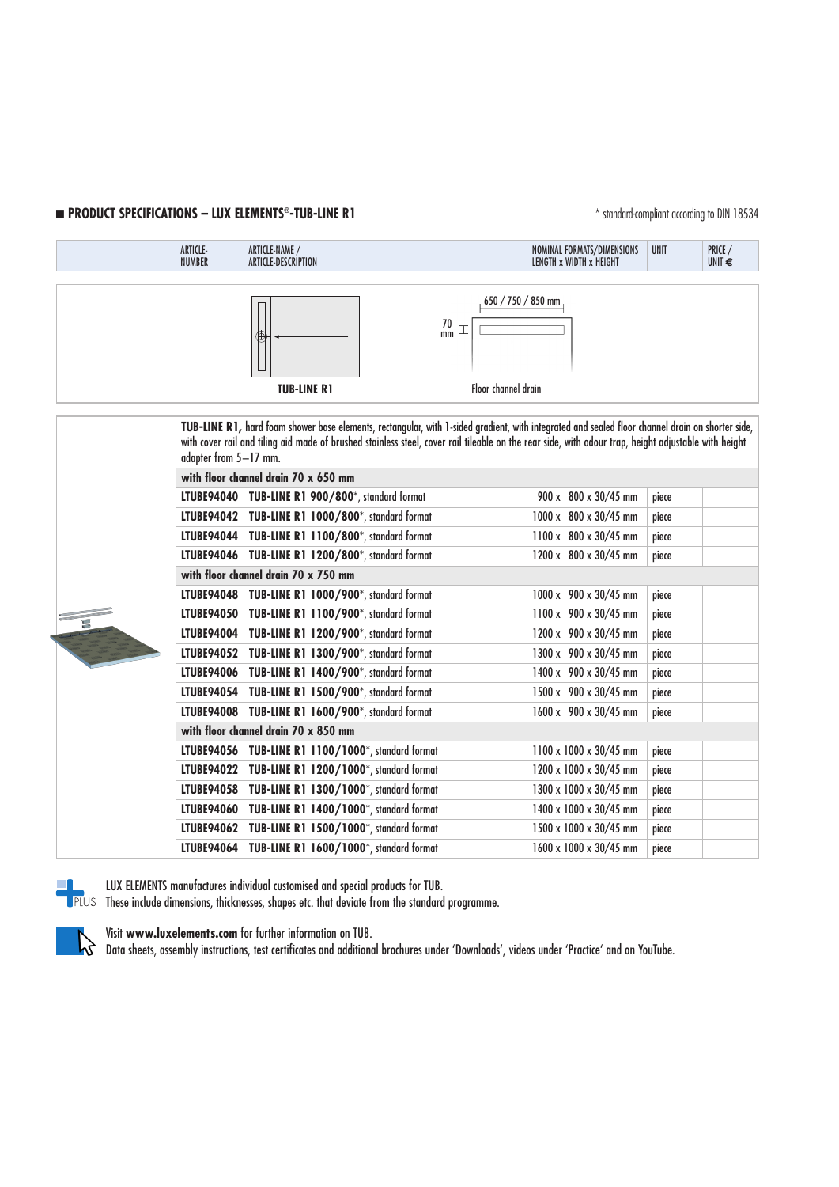## ■ PRODUCT SPECIFICATIONS – LUX ELEMENTS®-TUB-LINE R1

\* standard-compliant according to DIN 18534

TUB-LINE R1

70 mm

650 / 750 / 850 mm

Floor channel drain

| ARTICLE-NUMBER | ARTICLE-NAME / ARTICLE-DESCRIPTION | NOMINAL FORMATS/DIMENSIONS LENGTH x WIDTH x HEIGHT | UNIT | PRICE / UNIT € |
|---|---|---|---|---|
| | **TUB-LINE R1,** hard foam shower base elements, rectangular, with 1-sided gradient, with integrated and sealed floor channel drain on shorter side, with cover rail and tiling aid made of brushed stainless steel, cover rail tileable on the rear side, with odour trap, height adjustable with height adapter from 5–17 mm. | | | |
| | **with floor channel drain 70 x 650 mm** | | | |
| **LTUBE94040** | **TUB-LINE R1 900/800**\*, standard format | 900 x 800 x 30/45 mm | piece | |
| **LTUBE94042** | **TUB-LINE R1 1000/800**\*, standard format | 1000 x 800 x 30/45 mm | piece | |
| **LTUBE94044** | **TUB-LINE R1 1100/800**\*, standard format | 1100 x 800 x 30/45 mm | piece | |
| **LTUBE94046** | **TUB-LINE R1 1200/800**\*, standard format | 1200 x 800 x 30/45 mm | piece | |
| | **with floor channel drain 70 x 750 mm** | | | |
| **LTUBE94048** | **TUB-LINE R1 1000/900**\*, standard format | 1000 x 900 x 30/45 mm | piece | |
| **LTUBE94050** | **TUB-LINE R1 1100/900**\*, standard format | 1100 x 900 x 30/45 mm | piece | |
| **LTUBE94004** | **TUB-LINE R1 1200/900**\*, standard format | 1200 x 900 x 30/45 mm | piece | |
| **LTUBE94052** | **TUB-LINE R1 1300/900**\*, standard format | 1300 x 900 x 30/45 mm | piece | |
| **LTUBE94006** | **TUB-LINE R1 1400/900**\*, standard format | 1400 x 900 x 30/45 mm | piece | |
| **LTUBE94054** | **TUB-LINE R1 1500/900**\*, standard format | 1500 x 900 x 30/45 mm | piece | |
| **LTUBE94008** | **TUB-LINE R1 1600/900**\*, standard format | 1600 x 900 x 30/45 mm | piece | |
| | **with floor channel drain 70 x 850 mm** | | | |
| **LTUBE94056** | **TUB-LINE R1 1100/1000**\*, standard format | 1100 x 1000 x 30/45 mm | piece | |
| **LTUBE94022** | **TUB-LINE R1 1200/1000**\*, standard format | 1200 x 1000 x 30/45 mm | piece | |
| **LTUBE94058** | **TUB-LINE R1 1300/1000**\*, standard format | 1300 x 1000 x 30/45 mm | piece | |
| **LTUBE94060** | **TUB-LINE R1 1400/1000**\*, standard format | 1400 x 1000 x 30/45 mm | piece | |
| **LTUBE94062** | **TUB-LINE R1 1500/1000**\*, standard format | 1500 x 1000 x 30/45 mm | piece | |
| **LTUBE94064** | **TUB-LINE R1 1600/1000**\*, standard format | 1600 x 1000 x 30/45 mm | piece | |

PLUS

LUX ELEMENTS manufactures individual customised and special products for TUB.
These include dimensions, thicknesses, shapes etc. that deviate from the standard programme.

Visit **www.luxelements.com** for further information on TUB.
Data sheets, assembly instructions, test certificates and additional brochures under 'Downloads', videos under 'Practice' and on YouTube.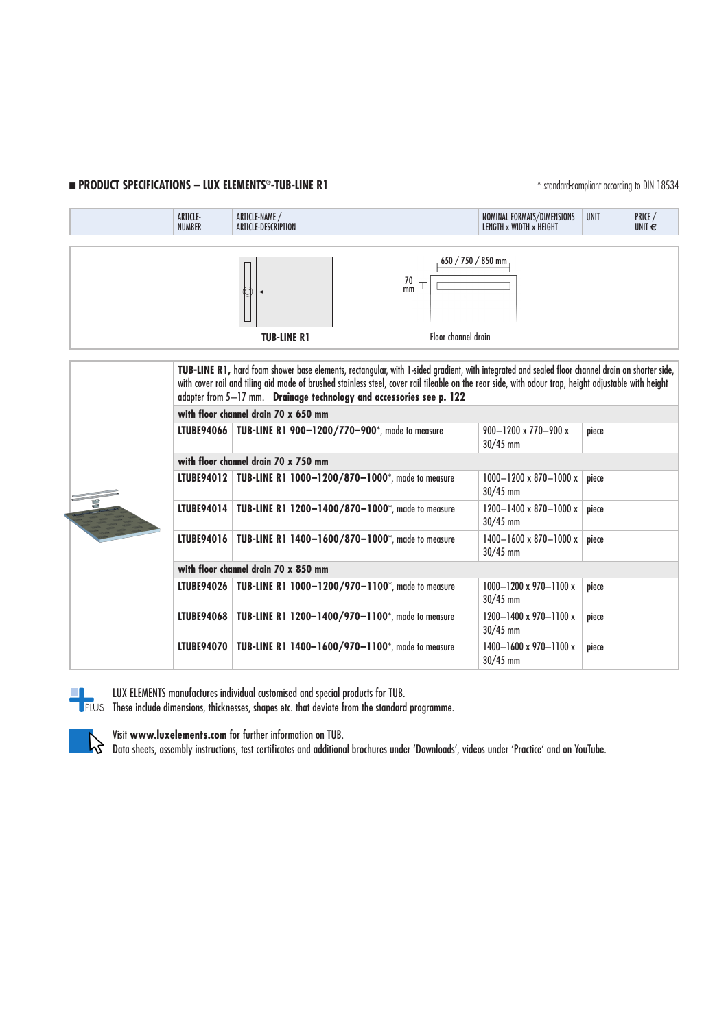## ■ PRODUCT SPECIFICATIONS – LUX ELEMENTS®-TUB-LINE R1

* standard-compliant according to DIN 18534

TUB-LINE R1

650 / 750 / 850 mm

70 mm

Floor channel drain

| ARTICLE-NUMBER | ARTICLE-NAME / ARTICLE-DESCRIPTION | NOMINAL FORMATS/DIMENSIONS LENGTH x WIDTH x HEIGHT | UNIT | PRICE / UNIT € |
|---|---|---|---|---|
| | **TUB-LINE R1,** hard foam shower base elements, rectangular, with 1-sided gradient, with integrated and sealed floor channel drain on shorter side, with cover rail and tiling aid made of brushed stainless steel, cover rail tileable on the rear side, with odour trap, height adjustable with height adapter from 5–17 mm. **Drainage technology and accessories see p. 122** | | | |
| | **with floor channel drain 70 x 650 mm** | | | |
| **LTUBE94066** | **TUB-LINE R1 900–1200/770–900***, made to measure | 900–1200 x 770–900 x 30/45 mm | piece | |
| | **with floor channel drain 70 x 750 mm** | | | |
| **LTUBE94012** | **TUB-LINE R1 1000–1200/870–1000***, made to measure | 1000–1200 x 870–1000 x 30/45 mm | piece | |
| **LTUBE94014** | **TUB-LINE R1 1200–1400/870–1000***, made to measure | 1200–1400 x 870–1000 x 30/45 mm | piece | |
| **LTUBE94016** | **TUB-LINE R1 1400–1600/870–1000***, made to measure | 1400–1600 x 870–1000 x 30/45 mm | piece | |
| | **with floor channel drain 70 x 850 mm** | | | |
| **LTUBE94026** | **TUB-LINE R1 1000–1200/970–1100***, made to measure | 1000–1200 x 970–1100 x 30/45 mm | piece | |
| **LTUBE94068** | **TUB-LINE R1 1200–1400/970–1100***, made to measure | 1200–1400 x 970–1100 x 30/45 mm | piece | |
| **LTUBE94070** | **TUB-LINE R1 1400–1600/970–1100***, made to measure | 1400–1600 x 970–1100 x 30/45 mm | piece | |

PLUS LUX ELEMENTS manufactures individual customised and special products for TUB.
These include dimensions, thicknesses, shapes etc. that deviate from the standard programme.

Visit **www.luxelements.com** for further information on TUB.
Data sheets, assembly instructions, test certificates and additional brochures under 'Downloads', videos under 'Practice' and on YouTube.